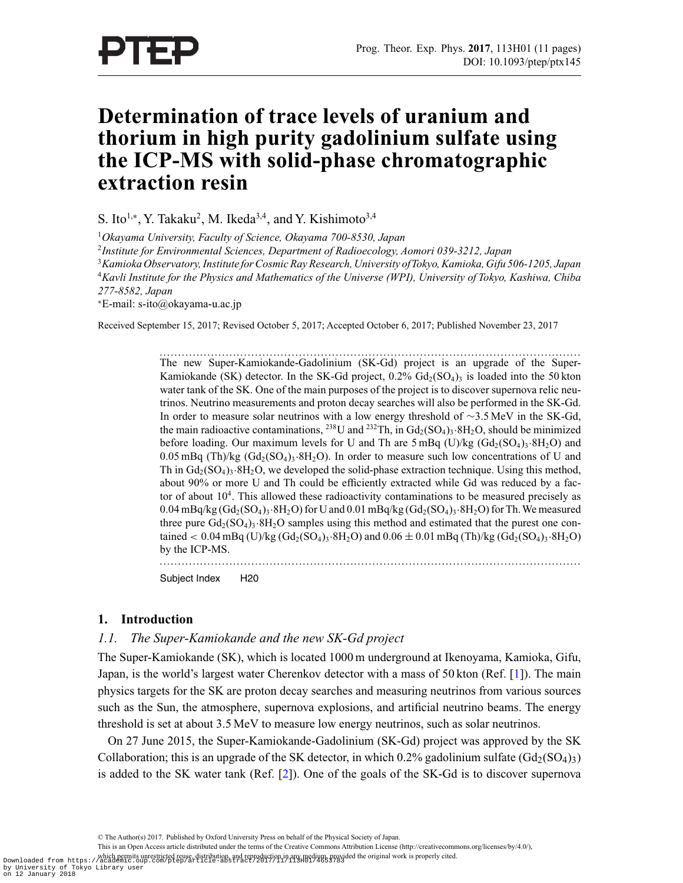# Determination of trace levels of uranium and thorium in high purity gadolinium sulfate using the ICP-MS with solid-phase chromatographic extraction resin

S. Ito[1,*], Y. Takaku[2], M. Ikeda[3,4], and Y. Kishimoto[3,4]

[1] *Okayama University, Faculty of Science, Okayama 700-8530, Japan*
[2] *Institute for Environmental Sciences, Department of Radioecology, Aomori 039-3212, Japan*
[3] *Kamioka Observatory, Institute for Cosmic Ray Research, University of Tokyo, Kamioka, Gifu 506-1205, Japan*
[4] *Kavli Institute for the Physics and Mathematics of the Universe (WPI), University of Tokyo, Kashiwa, Chiba 277-8582, Japan*
[*] E-mail: s-ito@okayama-u.ac.jp

Received September 15, 2017; Revised October 5, 2017; Accepted October 6, 2017; Published November 23, 2017

---

The new Super-Kamiokande-Gadolinium (SK-Gd) project is an upgrade of the Super-Kamiokande (SK) detector. In the SK-Gd project, 0.2% $Gd_2(SO_4)_3$ is loaded into the 50 kton water tank of the SK. One of the main purposes of the project is to discover supernova relic neutrinos. Neutrino measurements and proton decay searches will also be performed in the SK-Gd. In order to measure solar neutrinos with a low energy threshold of $\sim$3.5 MeV in the SK-Gd, the main radioactive contaminations, $^{238}U$ and $^{232}Th$, in $Gd_2(SO_4)_3{\cdot}8H_2O$, should be minimized before loading. Our maximum levels for U and Th are 5 mBq (U)/kg ($Gd_2(SO_4)_3{\cdot}8H_2O$) and 0.05 mBq (Th)/kg ($Gd_2(SO_4)_3{\cdot}8H_2O$). In order to measure such low concentrations of U and Th in $Gd_2(SO_4)_3{\cdot}8H_2O$, we developed the solid-phase extraction technique. Using this method, about 90% or more U and Th could be efficiently extracted while Gd was reduced by a factor of about $10^4$. This allowed these radioactivity contaminations to be measured precisely as 0.04 mBq/kg ($Gd_2(SO_4)_3{\cdot}8H_2O$) for U and 0.01 mBq/kg ($Gd_2(SO_4)_3{\cdot}8H_2O$) for Th. We measured three pure $Gd_2(SO_4)_3{\cdot}8H_2O$ samples using this method and estimated that the purest one contained $< 0.04$ mBq (U)/kg ($Gd_2(SO_4)_3{\cdot}8H_2O$) and $0.06 \pm 0.01$ mBq (Th)/kg ($Gd_2(SO_4)_3{\cdot}8H_2O$) by the ICP-MS.

---

Subject Index H20

## 1. Introduction

### 1.1. The Super-Kamiokande and the new SK-Gd project

The Super-Kamiokande (SK), which is located 1000 m underground at Ikenoyama, Kamioka, Gifu, Japan, is the world's largest water Cherenkov detector with a mass of 50 kton (Ref. [1]). The main physics targets for the SK are proton decay searches and measuring neutrinos from various sources such as the Sun, the atmosphere, supernova explosions, and artificial neutrino beams. The energy threshold is set at about 3.5 MeV to measure low energy neutrinos, such as solar neutrinos.

On 27 June 2015, the Super-Kamiokande-Gadolinium (SK-Gd) project was approved by the SK Collaboration; this is an upgrade of the SK detector, in which 0.2% gadolinium sulfate ($Gd_2(SO_4)_3$) is added to the SK water tank (Ref. [2]). One of the goals of the SK-Gd is to discover supernova

© The Author(s) 2017. Published by Oxford University Press on behalf of the Physical Society of Japan.
This is an Open Access article distributed under the terms of the Creative Commons Attribution License (http://creativecommons.org/licenses/by/4.0/), which permits unrestricted reuse, distribution, and reproduction in any medium, provided the original work is properly cited.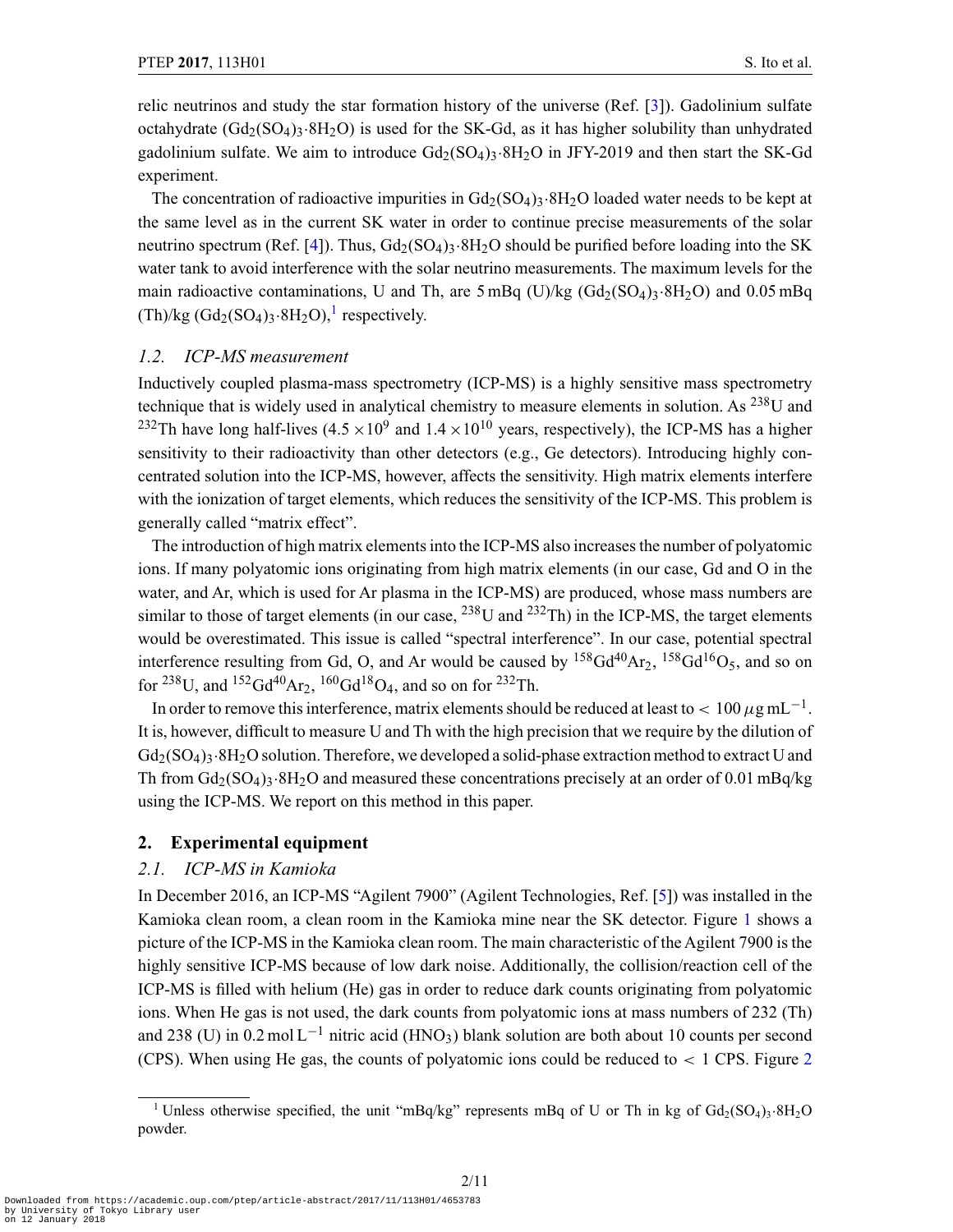relic neutrinos and study the star formation history of the universe (Ref. [3]). Gadolinium sulfate octahydrate ($Gd_2(SO_4)_3{\cdot}8H_2O$) is used for the SK-Gd, as it has higher solubility than unhydrated gadolinium sulfate. We aim to introduce $Gd_2(SO_4)_3{\cdot}8H_2O$ in JFY-2019 and then start the SK-Gd experiment.

The concentration of radioactive impurities in $Gd_2(SO_4)_3{\cdot}8H_2O$ loaded water needs to be kept at the same level as in the current SK water in order to continue precise measurements of the solar neutrino spectrum (Ref. [4]). Thus, $Gd_2(SO_4)_3{\cdot}8H_2O$ should be purified before loading into the SK water tank to avoid interference with the solar neutrino measurements. The maximum levels for the main radioactive contaminations, U and Th, are 5 mBq (U)/kg ($Gd_2(SO_4)_3{\cdot}8H_2O$) and 0.05 mBq (Th)/kg ($Gd_2(SO_4)_3{\cdot}8H_2O$),[1] respectively.

### 1.2. ICP-MS measurement

Inductively coupled plasma-mass spectrometry (ICP-MS) is a highly sensitive mass spectrometry technique that is widely used in analytical chemistry to measure elements in solution. As $^{238}U$ and $^{232}Th$ have long half-lives ($4.5 \times 10^9$ and $1.4 \times 10^{10}$ years, respectively), the ICP-MS has a higher sensitivity to their radioactivity than other detectors (e.g., Ge detectors). Introducing highly concentrated solution into the ICP-MS, however, affects the sensitivity. High matrix elements interfere with the ionization of target elements, which reduces the sensitivity of the ICP-MS. This problem is generally called "matrix effect".

The introduction of high matrix elements into the ICP-MS also increases the number of polyatomic ions. If many polyatomic ions originating from high matrix elements (in our case, Gd and O in the water, and Ar, which is used for Ar plasma in the ICP-MS) are produced, whose mass numbers are similar to those of target elements (in our case, $^{238}U$ and $^{232}Th$) in the ICP-MS, the target elements would be overestimated. This issue is called "spectral interference". In our case, potential spectral interference resulting from Gd, O, and Ar would be caused by $^{158}Gd^{40}Ar_2$, $^{158}Gd^{16}O_5$, and so on for $^{238}U$, and $^{152}Gd^{40}Ar_2$, $^{160}Gd^{18}O_4$, and so on for $^{232}Th$.

In order to remove this interference, matrix elements should be reduced at least to $< 100\ \mu g\,mL^{-1}$. It is, however, difficult to measure U and Th with the high precision that we require by the dilution of $Gd_2(SO_4)_3{\cdot}8H_2O$ solution. Therefore, we developed a solid-phase extraction method to extract U and Th from $Gd_2(SO_4)_3{\cdot}8H_2O$ and measured these concentrations precisely at an order of 0.01 mBq/kg using the ICP-MS. We report on this method in this paper.

## 2. Experimental equipment

### 2.1. ICP-MS in Kamioka

In December 2016, an ICP-MS "Agilent 7900" (Agilent Technologies, Ref. [5]) was installed in the Kamioka clean room, a clean room in the Kamioka mine near the SK detector. Figure 1 shows a picture of the ICP-MS in the Kamioka clean room. The main characteristic of the Agilent 7900 is the highly sensitive ICP-MS because of low dark noise. Additionally, the collision/reaction cell of the ICP-MS is filled with helium (He) gas in order to reduce dark counts originating from polyatomic ions. When He gas is not used, the dark counts from polyatomic ions at mass numbers of 232 (Th) and 238 (U) in $0.2\ mol\,L^{-1}$ nitric acid ($HNO_3$) blank solution are both about 10 counts per second (CPS). When using He gas, the counts of polyatomic ions could be reduced to $< 1$ CPS. Figure 2

[1] Unless otherwise specified, the unit "mBq/kg" represents mBq of U or Th in kg of $Gd_2(SO_4)_3{\cdot}8H_2O$ powder.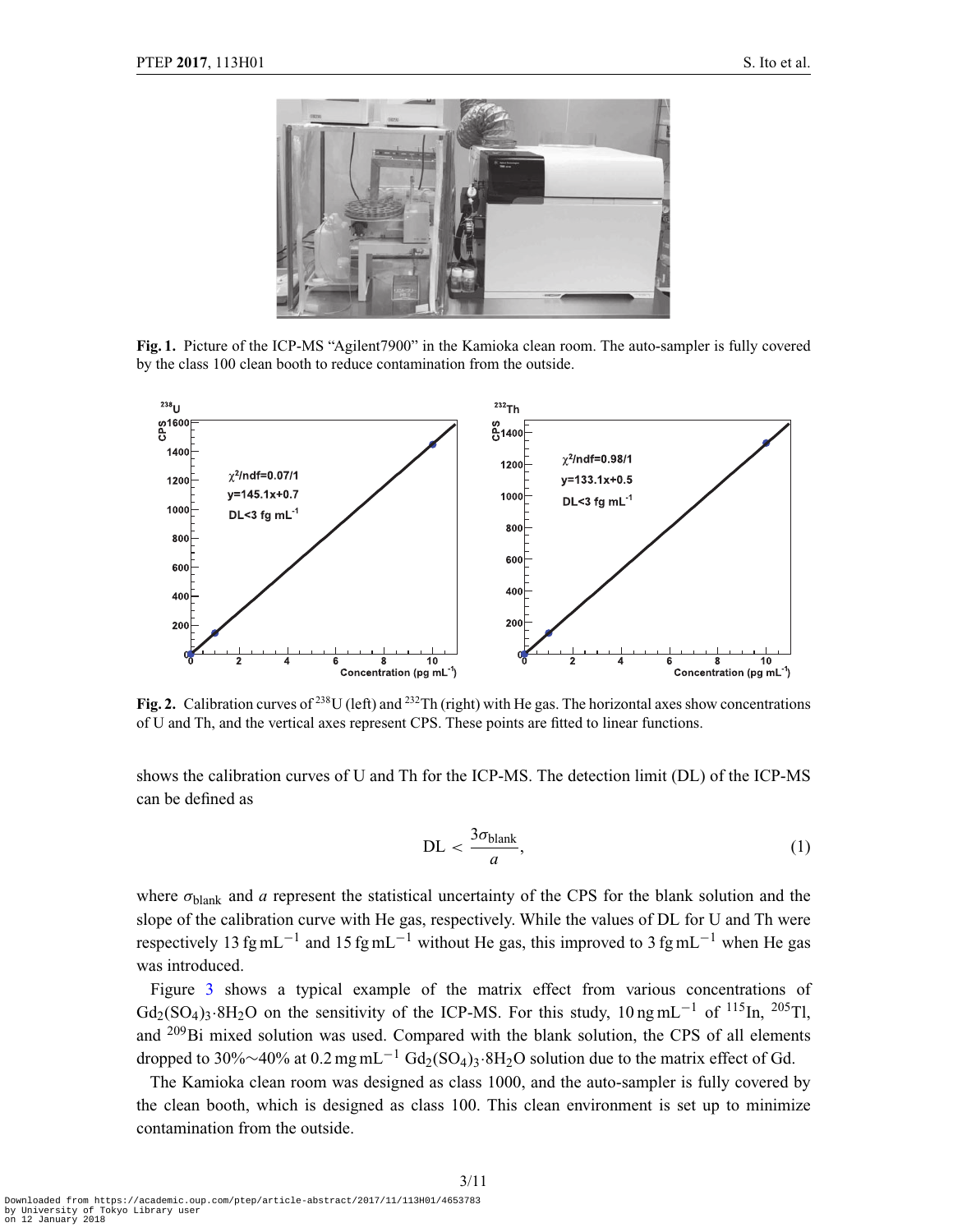**Fig. 1.** Picture of the ICP-MS "Agilent7900" in the Kamioka clean room. The auto-sampler is fully covered by the class 100 clean booth to reduce contamination from the outside.

**Fig. 2.** Calibration curves of $^{238}$U (left) and $^{232}$Th (right) with He gas. The horizontal axes show concentrations of U and Th, and the vertical axes represent CPS. These points are fitted to linear functions.

shows the calibration curves of U and Th for the ICP-MS. The detection limit (DL) of the ICP-MS can be defined as

$$\mathrm{DL} < \frac{3\sigma_{\mathrm{blank}}}{a}, \tag{1}$$

where $\sigma_{\mathrm{blank}}$ and $a$ represent the statistical uncertainty of the CPS for the blank solution and the slope of the calibration curve with He gas, respectively. While the values of DL for U and Th were respectively 13 fg mL$^{-1}$ and 15 fg mL$^{-1}$ without He gas, this improved to 3 fg mL$^{-1}$ when He gas was introduced.

Figure 3 shows a typical example of the matrix effect from various concentrations of $Gd_2(SO_4)_3{\cdot}8H_2O$ on the sensitivity of the ICP-MS. For this study, 10 ng mL$^{-1}$ of $^{115}$In, $^{205}$Tl, and $^{209}$Bi mixed solution was used. Compared with the blank solution, the CPS of all elements dropped to 30%∼40% at 0.2 mg mL$^{-1}$ $Gd_2(SO_4)_3{\cdot}8H_2O$ solution due to the matrix effect of Gd.

The Kamioka clean room was designed as class 1000, and the auto-sampler is fully covered by the clean booth, which is designed as class 100. This clean environment is set up to minimize contamination from the outside.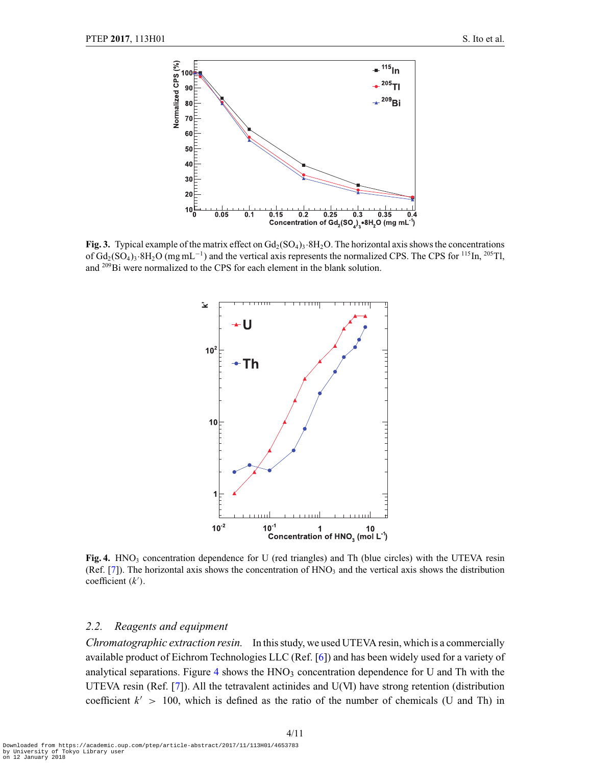**Fig. 3.** Typical example of the matrix effect on $Gd_2(SO_4)_3{\cdot}8H_2O$. The horizontal axis shows the concentrations of $Gd_2(SO_4)_3{\cdot}8H_2O$ (mg mL$^{-1}$) and the vertical axis represents the normalized CPS. The CPS for $^{115}$In, $^{205}$Tl, and $^{209}$Bi were normalized to the CPS for each element in the blank solution.

**Fig. 4.** $HNO_3$ concentration dependence for U (red triangles) and Th (blue circles) with the UTEVA resin (Ref. [7]). The horizontal axis shows the concentration of $HNO_3$ and the vertical axis shows the distribution coefficient ($k'$).

### *2.2. Reagents and equipment*

*Chromatographic extraction resin.* In this study, we used UTEVA resin, which is a commercially available product of Eichrom Technologies LLC (Ref. [6]) and has been widely used for a variety of analytical separations. Figure 4 shows the $HNO_3$ concentration dependence for U and Th with the UTEVA resin (Ref. [7]). All the tetravalent actinides and U(VI) have strong retention (distribution coefficient $k' > 100$, which is defined as the ratio of the number of chemicals (U and Th) in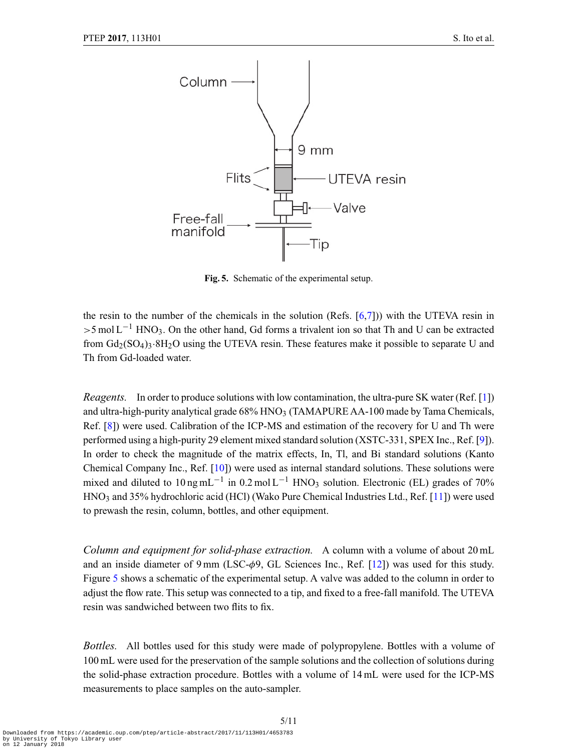Fig. 5. Schematic of the experimental setup.

the resin to the number of the chemicals in the solution (Refs. [6,7])) with the UTEVA resin in $>5\,\mathrm{mol\,L^{-1}}$ $HNO_3$. On the other hand, Gd forms a trivalent ion so that Th and U can be extracted from $Gd_2(SO_4)_3{\cdot}8H_2O$ using the UTEVA resin. These features make it possible to separate U and Th from Gd-loaded water.

*Reagents.* In order to produce solutions with low contamination, the ultra-pure SK water (Ref. [1]) and ultra-high-purity analytical grade 68% $HNO_3$ (TAMAPURE AA-100 made by Tama Chemicals, Ref. [8]) were used. Calibration of the ICP-MS and estimation of the recovery for U and Th were performed using a high-purity 29 element mixed standard solution (XSTC-331, SPEX Inc., Ref. [9]). In order to check the magnitude of the matrix effects, In, Tl, and Bi standard solutions (Kanto Chemical Company Inc., Ref. [10]) were used as internal standard solutions. These solutions were mixed and diluted to $10\,\mathrm{ng\,mL^{-1}}$ in $0.2\,\mathrm{mol\,L^{-1}}$ $HNO_3$ solution. Electronic (EL) grades of 70% $HNO_3$ and 35% hydrochloric acid (HCl) (Wako Pure Chemical Industries Ltd., Ref. [11]) were used to prewash the resin, column, bottles, and other equipment.

*Column and equipment for solid-phase extraction.* A column with a volume of about 20 mL and an inside diameter of 9 mm (LSC-$\phi$9, GL Sciences Inc., Ref. [12]) was used for this study. Figure 5 shows a schematic of the experimental setup. A valve was added to the column in order to adjust the flow rate. This setup was connected to a tip, and fixed to a free-fall manifold. The UTEVA resin was sandwiched between two flits to fix.

*Bottles.* All bottles used for this study were made of polypropylene. Bottles with a volume of 100 mL were used for the preservation of the sample solutions and the collection of solutions during the solid-phase extraction procedure. Bottles with a volume of 14 mL were used for the ICP-MS measurements to place samples on the auto-sampler.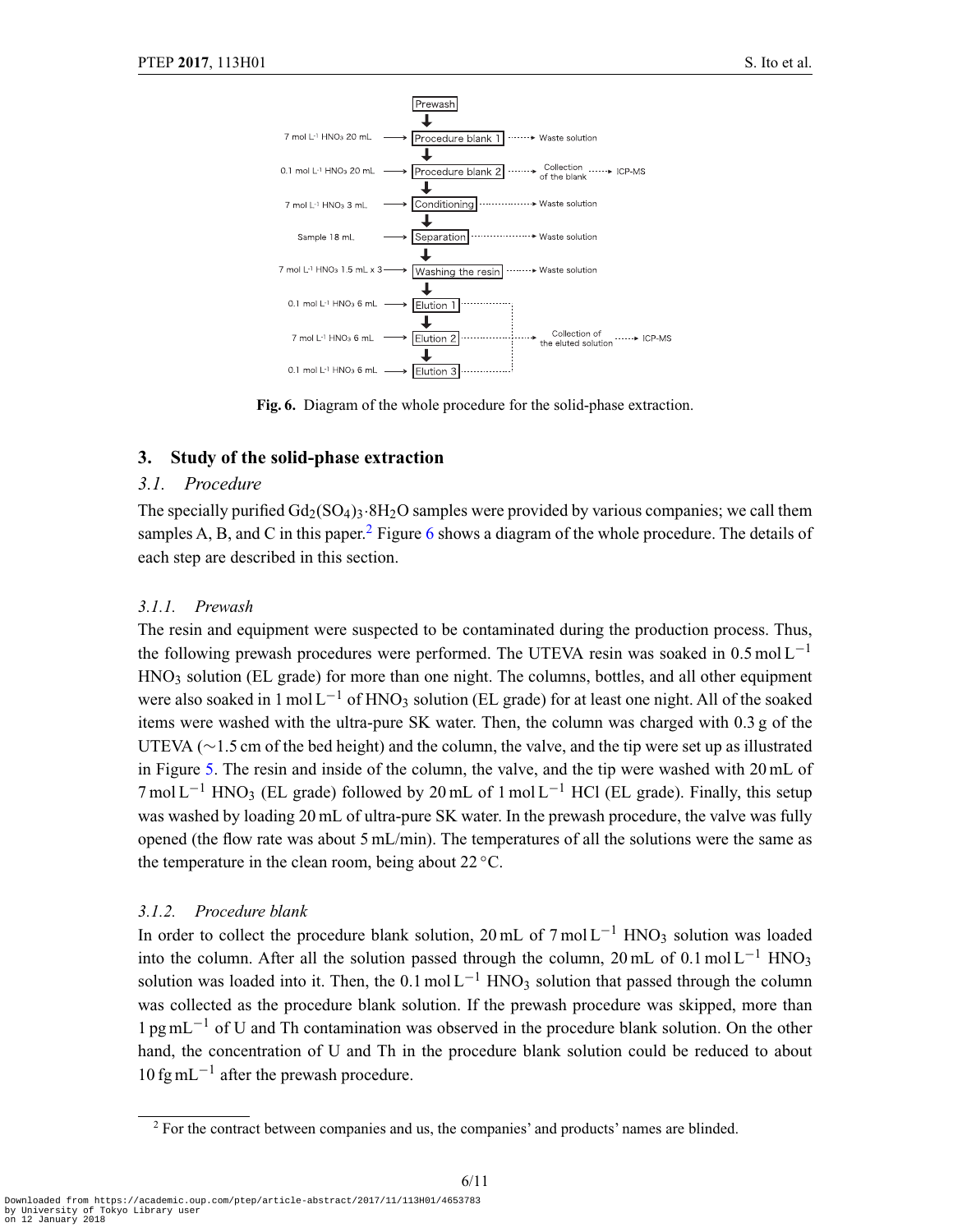Fig. 6. Diagram of the whole procedure for the solid-phase extraction.

## 3. Study of the solid-phase extraction

### 3.1. Procedure

The specially purified $Gd_2(SO_4)_3{\cdot}8H_2O$ samples were provided by various companies; we call them samples A, B, and C in this paper.[2] Figure 6 shows a diagram of the whole procedure. The details of each step are described in this section.

#### 3.1.1. Prewash

The resin and equipment were suspected to be contaminated during the production process. Thus, the following prewash procedures were performed. The UTEVA resin was soaked in 0.5 mol $L^{-1}$ $HNO_3$ solution (EL grade) for more than one night. The columns, bottles, and all other equipment were also soaked in 1 mol $L^{-1}$ of $HNO_3$ solution (EL grade) for at least one night. All of the soaked items were washed with the ultra-pure SK water. Then, the column was charged with 0.3 g of the UTEVA (∼1.5 cm of the bed height) and the column, the valve, and the tip were set up as illustrated in Figure 5. The resin and inside of the column, the valve, and the tip were washed with 20 mL of 7 mol $L^{-1}$ $HNO_3$ (EL grade) followed by 20 mL of 1 mol $L^{-1}$ HCl (EL grade). Finally, this setup was washed by loading 20 mL of ultra-pure SK water. In the prewash procedure, the valve was fully opened (the flow rate was about 5 mL/min). The temperatures of all the solutions were the same as the temperature in the clean room, being about 22 °C.

#### 3.1.2. Procedure blank

In order to collect the procedure blank solution, 20 mL of 7 mol $L^{-1}$ $HNO_3$ solution was loaded into the column. After all the solution passed through the column, 20 mL of 0.1 mol $L^{-1}$ $HNO_3$ solution was loaded into it. Then, the 0.1 mol $L^{-1}$ $HNO_3$ solution that passed through the column was collected as the procedure blank solution. If the prewash procedure was skipped, more than 1 pg $mL^{-1}$ of U and Th contamination was observed in the procedure blank solution. On the other hand, the concentration of U and Th in the procedure blank solution could be reduced to about 10 fg $mL^{-1}$ after the prewash procedure.

[2] For the contract between companies and us, the companies' and products' names are blinded.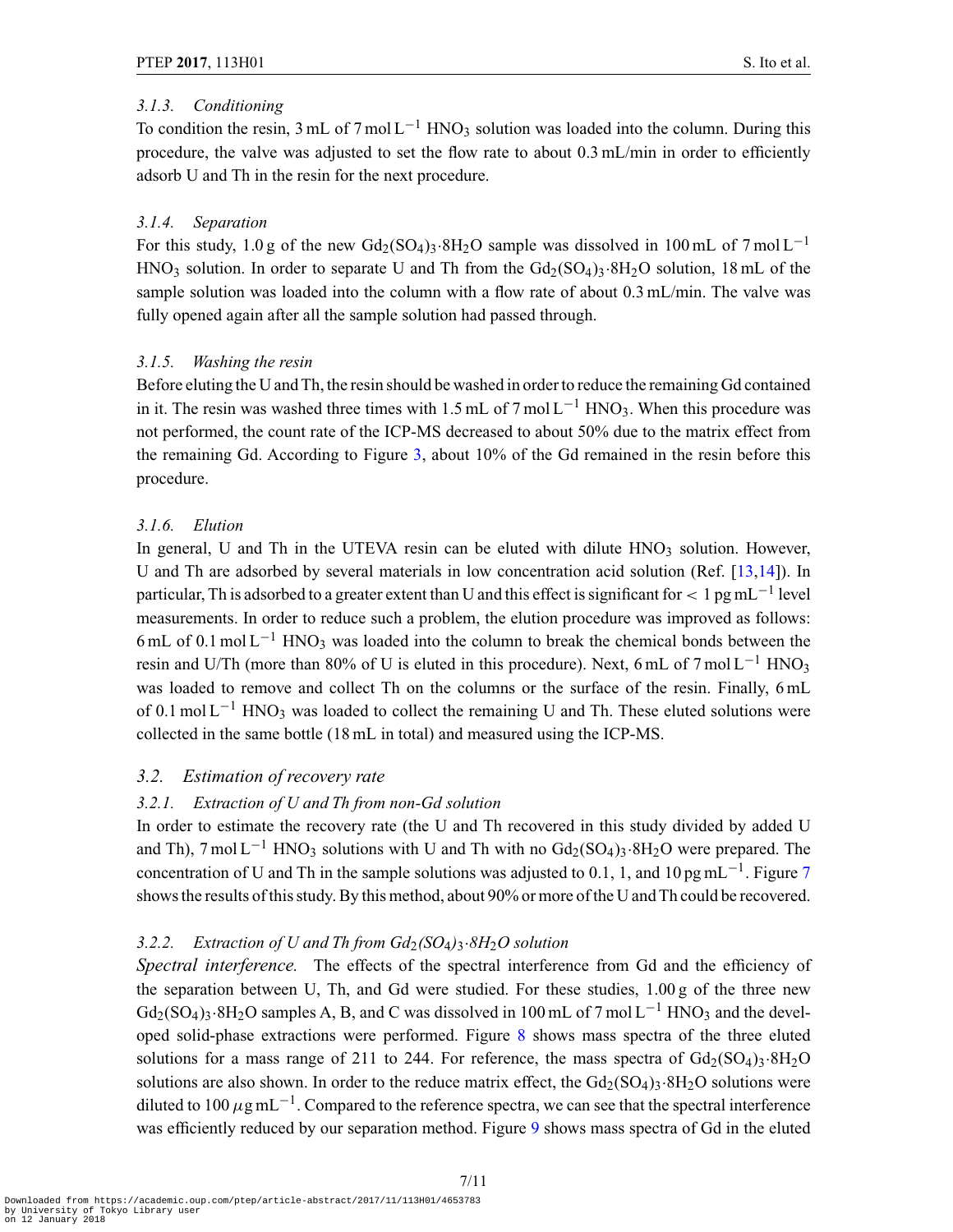### 3.1.3. Conditioning

To condition the resin, 3 mL of 7 mol $L^{-1}$ $HNO_3$ solution was loaded into the column. During this procedure, the valve was adjusted to set the flow rate to about 0.3 mL/min in order to efficiently adsorb U and Th in the resin for the next procedure.

### 3.1.4. Separation

For this study, 1.0 g of the new $Gd_2(SO_4)_3{\cdot}8H_2O$ sample was dissolved in 100 mL of 7 mol $L^{-1}$ $HNO_3$ solution. In order to separate U and Th from the $Gd_2(SO_4)_3{\cdot}8H_2O$ solution, 18 mL of the sample solution was loaded into the column with a flow rate of about 0.3 mL/min. The valve was fully opened again after all the sample solution had passed through.

### 3.1.5. Washing the resin

Before eluting the U and Th, the resin should be washed in order to reduce the remaining Gd contained in it. The resin was washed three times with 1.5 mL of 7 mol $L^{-1}$ $HNO_3$. When this procedure was not performed, the count rate of the ICP-MS decreased to about 50% due to the matrix effect from the remaining Gd. According to Figure 3, about 10% of the Gd remained in the resin before this procedure.

### 3.1.6. Elution

In general, U and Th in the UTEVA resin can be eluted with dilute $HNO_3$ solution. However, U and Th are adsorbed by several materials in low concentration acid solution (Ref. [13,14]). In particular, Th is adsorbed to a greater extent than U and this effect is significant for $< 1$ pg $mL^{-1}$ level measurements. In order to reduce such a problem, the elution procedure was improved as follows: 6 mL of 0.1 mol $L^{-1}$ $HNO_3$ was loaded into the column to break the chemical bonds between the resin and U/Th (more than 80% of U is eluted in this procedure). Next, 6 mL of 7 mol $L^{-1}$ $HNO_3$ was loaded to remove and collect Th on the columns or the surface of the resin. Finally, 6 mL of 0.1 mol $L^{-1}$ $HNO_3$ was loaded to collect the remaining U and Th. These eluted solutions were collected in the same bottle (18 mL in total) and measured using the ICP-MS.

## 3.2. Estimation of recovery rate

### 3.2.1. Extraction of U and Th from non-Gd solution

In order to estimate the recovery rate (the U and Th recovered in this study divided by added U and Th), 7 mol $L^{-1}$ $HNO_3$ solutions with U and Th with no $Gd_2(SO_4)_3{\cdot}8H_2O$ were prepared. The concentration of U and Th in the sample solutions was adjusted to 0.1, 1, and 10 pg $mL^{-1}$. Figure 7 shows the results of this study. By this method, about 90% or more of the U and Th could be recovered.

### 3.2.2. Extraction of U and Th from $Gd_2(SO_4)_3{\cdot}8H_2O$ solution

*Spectral interference.* The effects of the spectral interference from Gd and the efficiency of the separation between U, Th, and Gd were studied. For these studies, 1.00 g of the three new $Gd_2(SO_4)_3{\cdot}8H_2O$ samples A, B, and C was dissolved in 100 mL of 7 mol $L^{-1}$ $HNO_3$ and the developed solid-phase extractions were performed. Figure 8 shows mass spectra of the three eluted solutions for a mass range of 211 to 244. For reference, the mass spectra of $Gd_2(SO_4)_3{\cdot}8H_2O$ solutions are also shown. In order to the reduce matrix effect, the $Gd_2(SO_4)_3{\cdot}8H_2O$ solutions were diluted to 100 $\mu$g $mL^{-1}$. Compared to the reference spectra, we can see that the spectral interference was efficiently reduced by our separation method. Figure 9 shows mass spectra of Gd in the eluted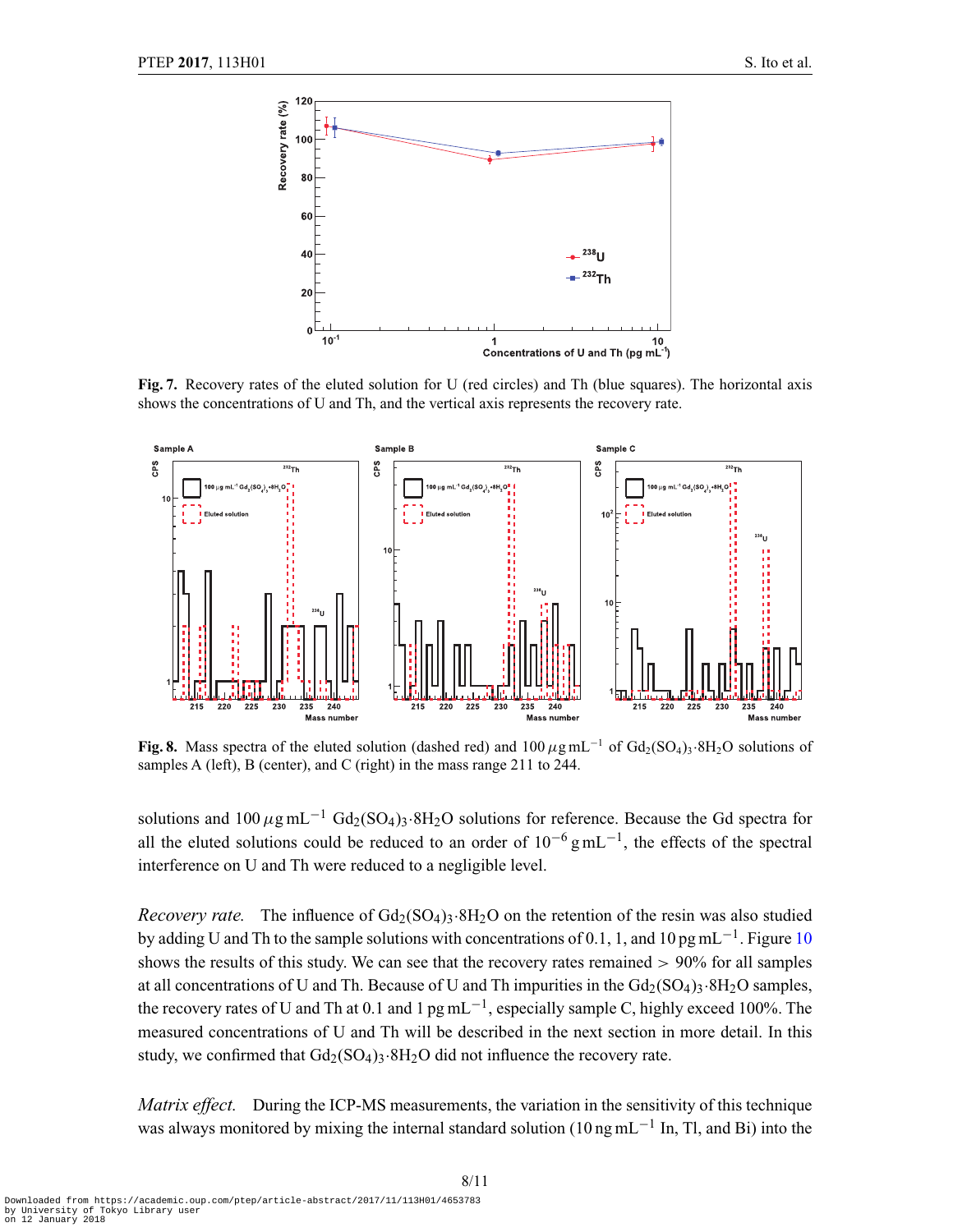**Fig. 7.** Recovery rates of the eluted solution for U (red circles) and Th (blue squares). The horizontal axis shows the concentrations of U and Th, and the vertical axis represents the recovery rate.

**Fig. 8.** Mass spectra of the eluted solution (dashed red) and $100\,\mu g\,mL^{-1}$ of $Gd_2(SO_4)_3{\cdot}8H_2O$ solutions of samples A (left), B (center), and C (right) in the mass range 211 to 244.

solutions and $100\,\mu g\,mL^{-1}$ $Gd_2(SO_4)_3{\cdot}8H_2O$ solutions for reference. Because the Gd spectra for all the eluted solutions could be reduced to an order of $10^{-6}\,g\,mL^{-1}$, the effects of the spectral interference on U and Th were reduced to a negligible level.

*Recovery rate.* The influence of $Gd_2(SO_4)_3{\cdot}8H_2O$ on the retention of the resin was also studied by adding U and Th to the sample solutions with concentrations of 0.1, 1, and $10\,pg\,mL^{-1}$. Figure 10 shows the results of this study. We can see that the recovery rates remained > 90% for all samples at all concentrations of U and Th. Because of U and Th impurities in the $Gd_2(SO_4)_3{\cdot}8H_2O$ samples, the recovery rates of U and Th at 0.1 and $1\,pg\,mL^{-1}$, especially sample C, highly exceed 100%. The measured concentrations of U and Th will be described in the next section in more detail. In this study, we confirmed that $Gd_2(SO_4)_3{\cdot}8H_2O$ did not influence the recovery rate.

*Matrix effect.* During the ICP-MS measurements, the variation in the sensitivity of this technique was always monitored by mixing the internal standard solution ($10\,ng\,mL^{-1}$ In, Tl, and Bi) into the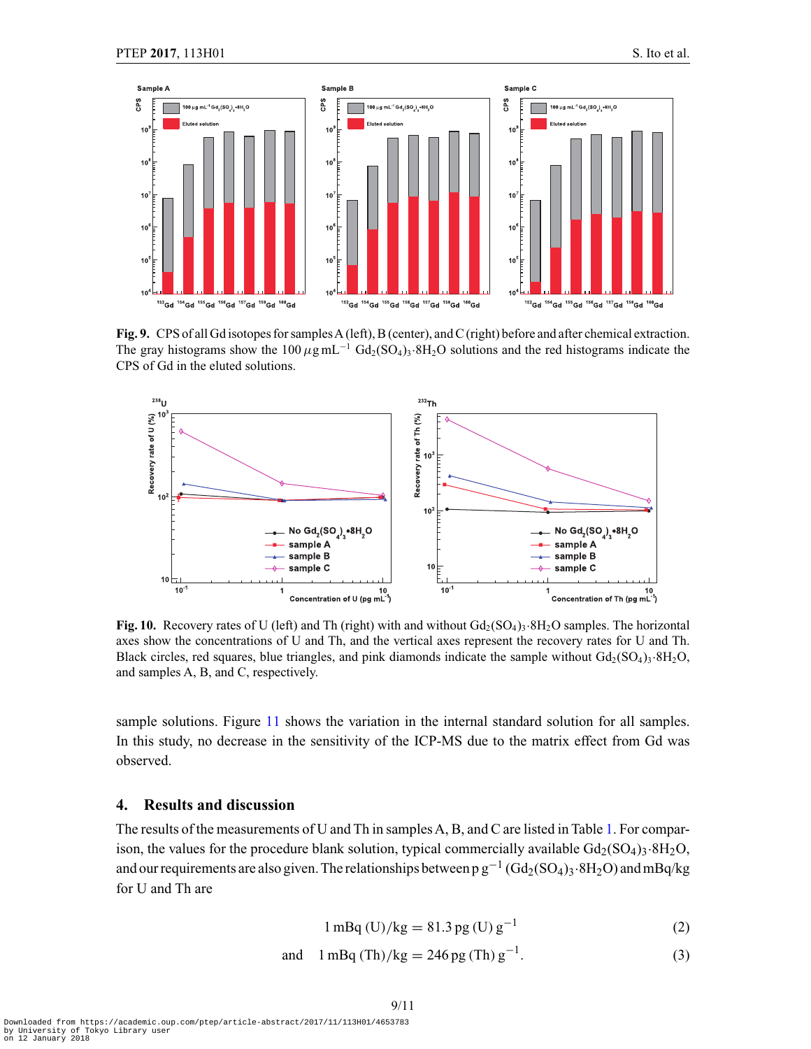**Fig. 9.** CPS of all Gd isotopes for samples A (left), B (center), and C (right) before and after chemical extraction. The gray histograms show the 100 $\mu$g mL$^{-1}$ $Gd_2(SO_4)_3{\cdot}8H_2O$ solutions and the red histograms indicate the CPS of Gd in the eluted solutions.

**Fig. 10.** Recovery rates of U (left) and Th (right) with and without $Gd_2(SO_4)_3{\cdot}8H_2O$ samples. The horizontal axes show the concentrations of U and Th, and the vertical axes represent the recovery rates for U and Th. Black circles, red squares, blue triangles, and pink diamonds indicate the sample without $Gd_2(SO_4)_3{\cdot}8H_2O$, and samples A, B, and C, respectively.

sample solutions. Figure 11 shows the variation in the internal standard solution for all samples. In this study, no decrease in the sensitivity of the ICP-MS due to the matrix effect from Gd was observed.

## 4. Results and discussion

The results of the measurements of U and Th in samples A, B, and C are listed in Table 1. For comparison, the values for the procedure blank solution, typical commercially available $Gd_2(SO_4)_3{\cdot}8H_2O$, and our requirements are also given. The relationships between p g$^{-1}$ ($Gd_2(SO_4)_3{\cdot}8H_2O$) and mBq/kg for U and Th are

$$1\,\text{mBq (U)/kg} = 81.3\,\text{pg (U) g}^{-1} \tag{2}$$

$$\text{and} \quad 1\,\text{mBq (Th)/kg} = 246\,\text{pg (Th) g}^{-1}. \tag{3}$$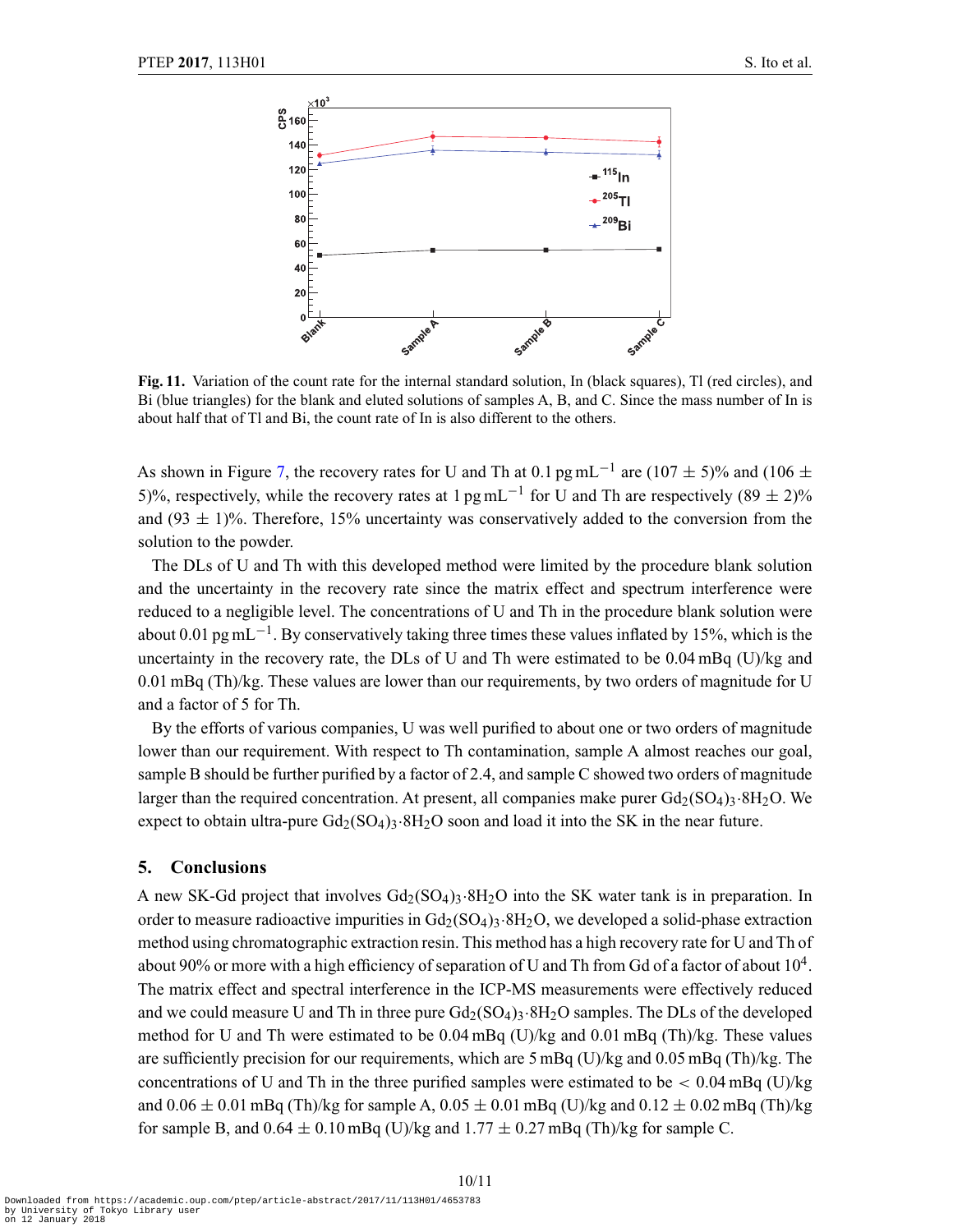**Fig. 11.** Variation of the count rate for the internal standard solution, In (black squares), Tl (red circles), and Bi (blue triangles) for the blank and eluted solutions of samples A, B, and C. Since the mass number of In is about half that of Tl and Bi, the count rate of In is also different to the others.

As shown in Figure 7, the recovery rates for U and Th at 0.1 pg $mL^{-1}$ are (107 ± 5)% and (106 ± 5)%, respectively, while the recovery rates at 1 pg $mL^{-1}$ for U and Th are respectively (89 ± 2)% and (93 ± 1)%. Therefore, 15% uncertainty was conservatively added to the conversion from the solution to the powder.

The DLs of U and Th with this developed method were limited by the procedure blank solution and the uncertainty in the recovery rate since the matrix effect and spectrum interference were reduced to a negligible level. The concentrations of U and Th in the procedure blank solution were about 0.01 pg $mL^{-1}$. By conservatively taking three times these values inflated by 15%, which is the uncertainty in the recovery rate, the DLs of U and Th were estimated to be 0.04 mBq (U)/kg and 0.01 mBq (Th)/kg. These values are lower than our requirements, by two orders of magnitude for U and a factor of 5 for Th.

By the efforts of various companies, U was well purified to about one or two orders of magnitude lower than our requirement. With respect to Th contamination, sample A almost reaches our goal, sample B should be further purified by a factor of 2.4, and sample C showed two orders of magnitude larger than the required concentration. At present, all companies make purer $Gd_2(SO_4)_3{\cdot}8H_2O$. We expect to obtain ultra-pure $Gd_2(SO_4)_3{\cdot}8H_2O$ soon and load it into the SK in the near future.

## 5. Conclusions

A new SK-Gd project that involves $Gd_2(SO_4)_3{\cdot}8H_2O$ into the SK water tank is in preparation. In order to measure radioactive impurities in $Gd_2(SO_4)_3{\cdot}8H_2O$, we developed a solid-phase extraction method using chromatographic extraction resin. This method has a high recovery rate for U and Th of about 90% or more with a high efficiency of separation of U and Th from Gd of a factor of about $10^4$. The matrix effect and spectral interference in the ICP-MS measurements were effectively reduced and we could measure U and Th in three pure $Gd_2(SO_4)_3{\cdot}8H_2O$ samples. The DLs of the developed method for U and Th were estimated to be 0.04 mBq (U)/kg and 0.01 mBq (Th)/kg. These values are sufficiently precision for our requirements, which are 5 mBq (U)/kg and 0.05 mBq (Th)/kg. The concentrations of U and Th in the three purified samples were estimated to be $<$ 0.04 mBq (U)/kg and 0.06 ± 0.01 mBq (Th)/kg for sample A, 0.05 ± 0.01 mBq (U)/kg and 0.12 ± 0.02 mBq (Th)/kg for sample B, and 0.64 ± 0.10 mBq (U)/kg and 1.77 ± 0.27 mBq (Th)/kg for sample C.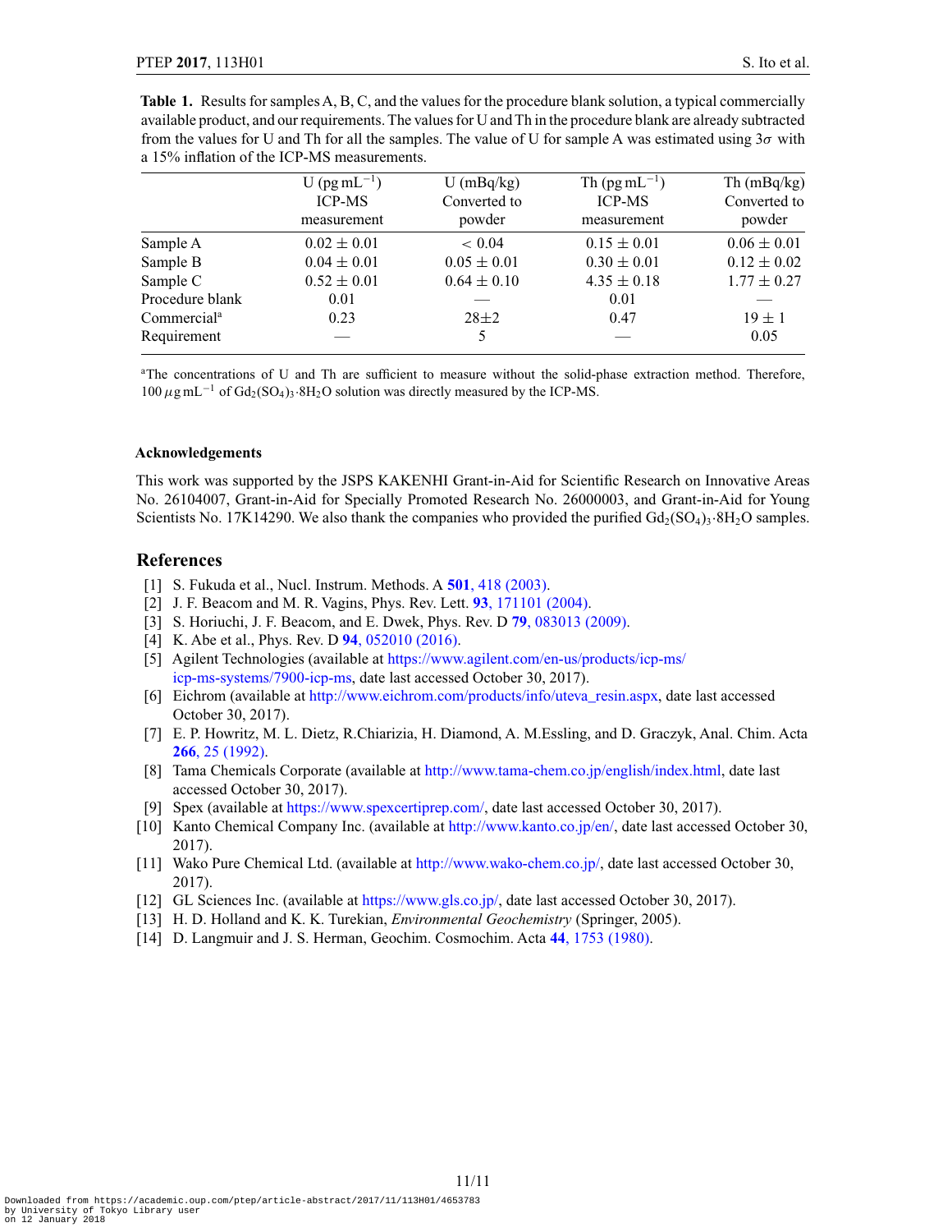**Table 1.** Results for samples A, B, C, and the values for the procedure blank solution, a typical commercially available product, and our requirements. The values for U and Th in the procedure blank are already subtracted from the values for U and Th for all the samples. The value of U for sample A was estimated using $3\sigma$ with a 15% inflation of the ICP-MS measurements.

| | U ($pg\,mL^{-1}$) ICP-MS measurement | U (mBq/kg) Converted to powder | Th ($pg\,mL^{-1}$) ICP-MS measurement | Th (mBq/kg) Converted to powder |
|---|---|---|---|---|
| Sample A | $0.02 \pm 0.01$ | $< 0.04$ | $0.15 \pm 0.01$ | $0.06 \pm 0.01$ |
| Sample B | $0.04 \pm 0.01$ | $0.05 \pm 0.01$ | $0.30 \pm 0.01$ | $0.12 \pm 0.02$ |
| Sample C | $0.52 \pm 0.01$ | $0.64 \pm 0.10$ | $4.35 \pm 0.18$ | $1.77 \pm 0.27$ |
| Procedure blank | 0.01 | — | 0.01 | — |
| Commercial[a] | 0.23 | $28 \pm 2$ | 0.47 | $19 \pm 1$ |
| Requirement | — | 5 | — | 0.05 |

[a]The concentrations of U and Th are sufficient to measure without the solid-phase extraction method. Therefore, $100\,\mu g\,mL^{-1}$ of $Gd_2(SO_4)_3{\cdot}8H_2O$ solution was directly measured by the ICP-MS.

### Acknowledgements

This work was supported by the JSPS KAKENHI Grant-in-Aid for Scientific Research on Innovative Areas No. 26104007, Grant-in-Aid for Specially Promoted Research No. 26000003, and Grant-in-Aid for Young Scientists No. 17K14290. We also thank the companies who provided the purified $Gd_2(SO_4)_3{\cdot}8H_2O$ samples.

## References

[1] S. Fukuda et al., Nucl. Instrum. Methods. A **501**, 418 (2003).

[2] J. F. Beacom and M. R. Vagins, Phys. Rev. Lett. **93**, 171101 (2004).

[3] S. Horiuchi, J. F. Beacom, and E. Dwek, Phys. Rev. D **79**, 083013 (2009).

[4] K. Abe et al., Phys. Rev. D **94**, 052010 (2016).

[5] Agilent Technologies (available at https://www.agilent.com/en-us/products/icp-ms/icp-ms-systems/7900-icp-ms, date last accessed October 30, 2017).

[6] Eichrom (available at http://www.eichrom.com/products/info/uteva_resin.aspx, date last accessed October 30, 2017).

[7] E. P. Howritz, M. L. Dietz, R.Chiarizia, H. Diamond, A. M.Essling, and D. Graczyk, Anal. Chim. Acta **266**, 25 (1992).

[8] Tama Chemicals Corporate (available at http://www.tama-chem.co.jp/english/index.html, date last accessed October 30, 2017).

[9] Spex (available at https://www.spexcertiprep.com/, date last accessed October 30, 2017).

[10] Kanto Chemical Company Inc. (available at http://www.kanto.co.jp/en/, date last accessed October 30, 2017).

[11] Wako Pure Chemical Ltd. (available at http://www.wako-chem.co.jp/, date last accessed October 30, 2017).

[12] GL Sciences Inc. (available at https://www.gls.co.jp/, date last accessed October 30, 2017).

[13] H. D. Holland and K. K. Turekian, *Environmental Geochemistry* (Springer, 2005).

[14] D. Langmuir and J. S. Herman, Geochim. Cosmochim. Acta **44**, 1753 (1980).